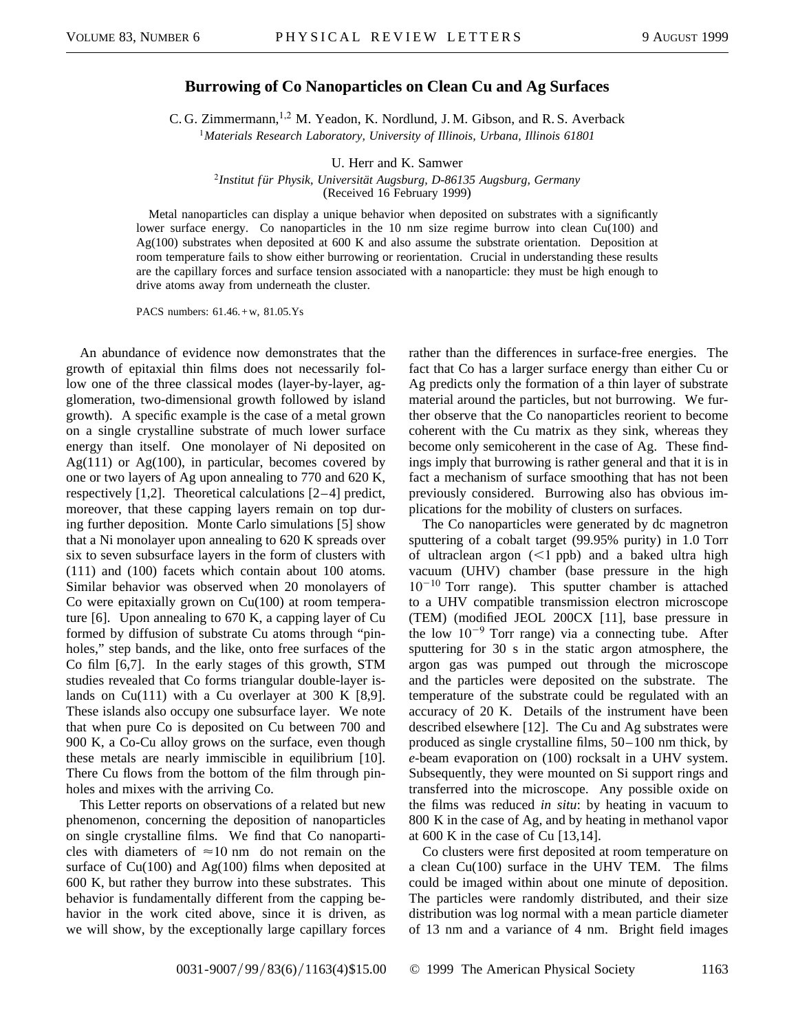# Burrowing of Co Nanoparticles on Clean Cu and Ag Surfaces

C. G. Zimmermann,[1,2] M. Yeadon, K. Nordlund, J. M. Gibson, and R. S. Averback

[1]*Materials Research Laboratory, University of Illinois, Urbana, Illinois 61801*

U. Herr and K. Samwer

[2]*Institut für Physik, Universität Augsburg, D-86135 Augsburg, Germany*

(Received 16 February 1999)

Metal nanoparticles can display a unique behavior when deposited on substrates with a significantly lower surface energy. Co nanoparticles in the 10 nm size regime burrow into clean Cu(100) and Ag(100) substrates when deposited at 600 K and also assume the substrate orientation. Deposition at room temperature fails to show either burrowing or reorientation. Crucial in understanding these results are the capillary forces and surface tension associated with a nanoparticle: they must be high enough to drive atoms away from underneath the cluster.

PACS numbers: 61.46.+w, 81.05.Ys

An abundance of evidence now demonstrates that the growth of epitaxial thin films does not necessarily follow one of the three classical modes (layer-by-layer, agglomeration, two-dimensional growth followed by island growth). A specific example is the case of a metal grown on a single crystalline substrate of much lower surface energy than itself. One monolayer of Ni deposited on Ag(111) or Ag(100), in particular, becomes covered by one or two layers of Ag upon annealing to 770 and 620 K, respectively [1,2]. Theoretical calculations [2–4] predict, moreover, that these capping layers remain on top during further deposition. Monte Carlo simulations [5] show that a Ni monolayer upon annealing to 620 K spreads over six to seven subsurface layers in the form of clusters with (111) and (100) facets which contain about 100 atoms. Similar behavior was observed when 20 monolayers of Co were epitaxially grown on Cu(100) at room temperature [6]. Upon annealing to 670 K, a capping layer of Cu formed by diffusion of substrate Cu atoms through "pinholes," step bands, and the like, onto free surfaces of the Co film [6,7]. In the early stages of this growth, STM studies revealed that Co forms triangular double-layer islands on Cu(111) with a Cu overlayer at 300 K [8,9]. These islands also occupy one subsurface layer. We note that when pure Co is deposited on Cu between 700 and 900 K, a Co-Cu alloy grows on the surface, even though these metals are nearly immiscible in equilibrium [10]. There Cu flows from the bottom of the film through pinholes and mixes with the arriving Co.

This Letter reports on observations of a related but new phenomenon, concerning the deposition of nanoparticles on single crystalline films. We find that Co nanoparticles with diameters of $\approx 10$ nm do not remain on the surface of Cu(100) and Ag(100) films when deposited at 600 K, but rather they burrow into these substrates. This behavior is fundamentally different from the capping behavior in the work cited above, since it is driven, as we will show, by the exceptionally large capillary forces rather than the differences in surface-free energies. The fact that Co has a larger surface energy than either Cu or Ag predicts only the formation of a thin layer of substrate material around the particles, but not burrowing. We further observe that the Co nanoparticles reorient to become coherent with the Cu matrix as they sink, whereas they become only semicoherent in the case of Ag. These findings imply that burrowing is rather general and that it is in fact a mechanism of surface smoothing that has not been previously considered. Burrowing also has obvious implications for the mobility of clusters on surfaces.

The Co nanoparticles were generated by dc magnetron sputtering of a cobalt target (99.95% purity) in 1.0 Torr of ultraclean argon (<1 ppb) and a baked ultra high vacuum (UHV) chamber (base pressure in the high $10^{-10}$ Torr range). This sputter chamber is attached to a UHV compatible transmission electron microscope (TEM) (modified JEOL 200CX [11], base pressure in the low $10^{-9}$ Torr range) via a connecting tube. After sputtering for 30 s in the static argon atmosphere, the argon gas was pumped out through the microscope and the particles were deposited on the substrate. The temperature of the substrate could be regulated with an accuracy of 20 K. Details of the instrument have been described elsewhere [12]. The Cu and Ag substrates were produced as single crystalline films, 50–100 nm thick, by *e*-beam evaporation on (100) rocksalt in a UHV system. Subsequently, they were mounted on Si support rings and transferred into the microscope. Any possible oxide on the films was reduced *in situ*: by heating in vacuum to 800 K in the case of Ag, and by heating in methanol vapor at 600 K in the case of Cu [13,14].

Co clusters were first deposited at room temperature on a clean Cu(100) surface in the UHV TEM. The films could be imaged within about one minute of deposition. The particles were randomly distributed, and their size distribution was log normal with a mean particle diameter of 13 nm and a variance of 4 nm. Bright field images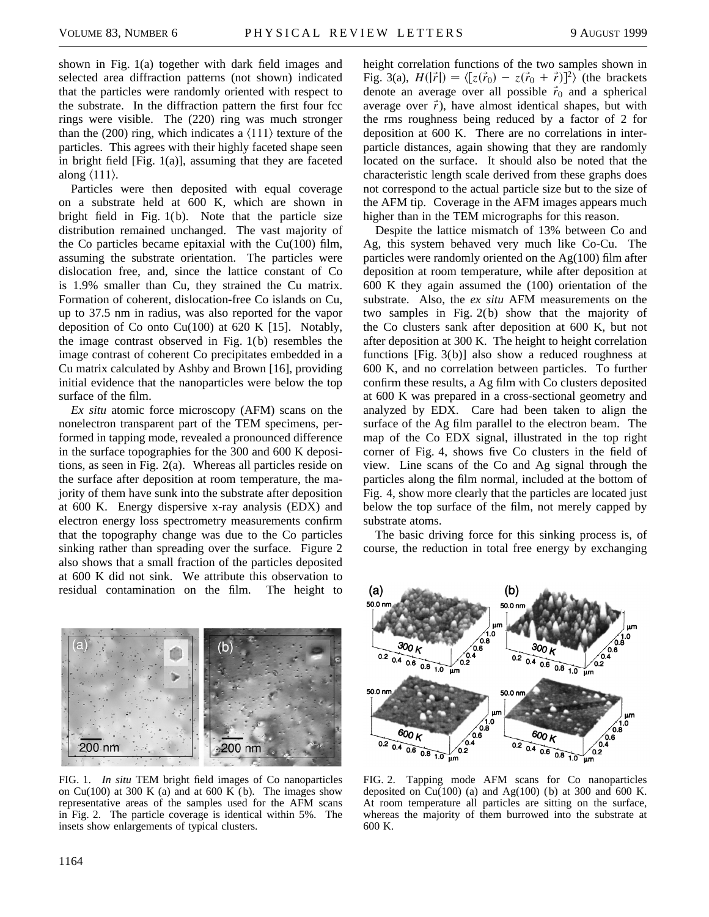shown in Fig. 1(a) together with dark field images and selected area diffraction patterns (not shown) indicated that the particles were randomly oriented with respect to the substrate. In the diffraction pattern the first four fcc rings were visible. The (220) ring was much stronger than the (200) ring, which indicates a $\langle 111 \rangle$ texture of the particles. This agrees with their highly faceted shape seen in bright field [Fig. 1(a)], assuming that they are faceted along $\langle 111 \rangle$.

Particles were then deposited with equal coverage on a substrate held at 600 K, which are shown in bright field in Fig. 1(b). Note that the particle size distribution remained unchanged. The vast majority of the Co particles became epitaxial with the Cu(100) film, assuming the substrate orientation. The particles were dislocation free, and, since the lattice constant of Co is 1.9% smaller than Cu, they strained the Cu matrix. Formation of coherent, dislocation-free Co islands on Cu, up to 37.5 nm in radius, was also reported for the vapor deposition of Co onto Cu(100) at 620 K [15]. Notably, the image contrast observed in Fig. 1(b) resembles the image contrast of coherent Co precipitates embedded in a Cu matrix calculated by Ashby and Brown [16], providing initial evidence that the nanoparticles were below the top surface of the film.

*Ex situ* atomic force microscopy (AFM) scans on the nonelectron transparent part of the TEM specimens, performed in tapping mode, revealed a pronounced difference in the surface topographies for the 300 and 600 K depositions, as seen in Fig. 2(a). Whereas all particles reside on the surface after deposition at room temperature, the majority of them have sunk into the substrate after deposition at 600 K. Energy dispersive x-ray analysis (EDX) and electron energy loss spectrometry measurements confirm that the topography change was due to the Co particles sinking rather than spreading over the surface. Figure 2 also shows that a small fraction of the particles deposited at 600 K did not sink. We attribute this observation to residual contamination on the film. The height to height correlation functions of the two samples shown in Fig. 3(a), $H(|\vec{r}|) = \langle [z(\vec{r}_0) - z(\vec{r}_0 + \vec{r})]^2 \rangle$ (the brackets denote an average over all possible $\vec{r}_0$ and a spherical average over $\vec{r}$), have almost identical shapes, but with the rms roughness being reduced by a factor of 2 for deposition at 600 K. There are no correlations in interparticle distances, again showing that they are randomly located on the surface. It should also be noted that the characteristic length scale derived from these graphs does not correspond to the actual particle size but to the size of the AFM tip. Coverage in the AFM images appears much higher than in the TEM micrographs for this reason.

Despite the lattice mismatch of 13% between Co and Ag, this system behaved very much like Co-Cu. The particles were randomly oriented on the Ag(100) film after deposition at room temperature, while after deposition at 600 K they again assumed the (100) orientation of the substrate. Also, the *ex situ* AFM measurements on the two samples in Fig. 2(b) show that the majority of the Co clusters sank after deposition at 600 K, but not after deposition at 300 K. The height to height correlation functions [Fig. 3(b)] also show a reduced roughness at 600 K, and no correlation between particles. To further confirm these results, a Ag film with Co clusters deposited at 600 K was prepared in a cross-sectional geometry and analyzed by EDX. Care had been taken to align the surface of the Ag film parallel to the electron beam. The map of the Co EDX signal, illustrated in the top right corner of Fig. 4, shows five Co clusters in the field of view. Line scans of the Co and Ag signal through the particles along the film normal, included at the bottom of Fig. 4, show more clearly that the particles are located just below the top surface of the film, not merely capped by substrate atoms.

The basic driving force for this sinking process is, of course, the reduction in total free energy by exchanging

FIG. 1. *In situ* TEM bright field images of Co nanoparticles on Cu(100) at 300 K (a) and at 600 K (b). The images show representative areas of the samples used for the AFM scans in Fig. 2. The particle coverage is identical within 5%. The insets show enlargements of typical clusters.

FIG. 2. Tapping mode AFM scans for Co nanoparticles deposited on Cu(100) (a) and Ag(100) (b) at 300 and 600 K. At room temperature all particles are sitting on the surface, whereas the majority of them burrowed into the substrate at 600 K.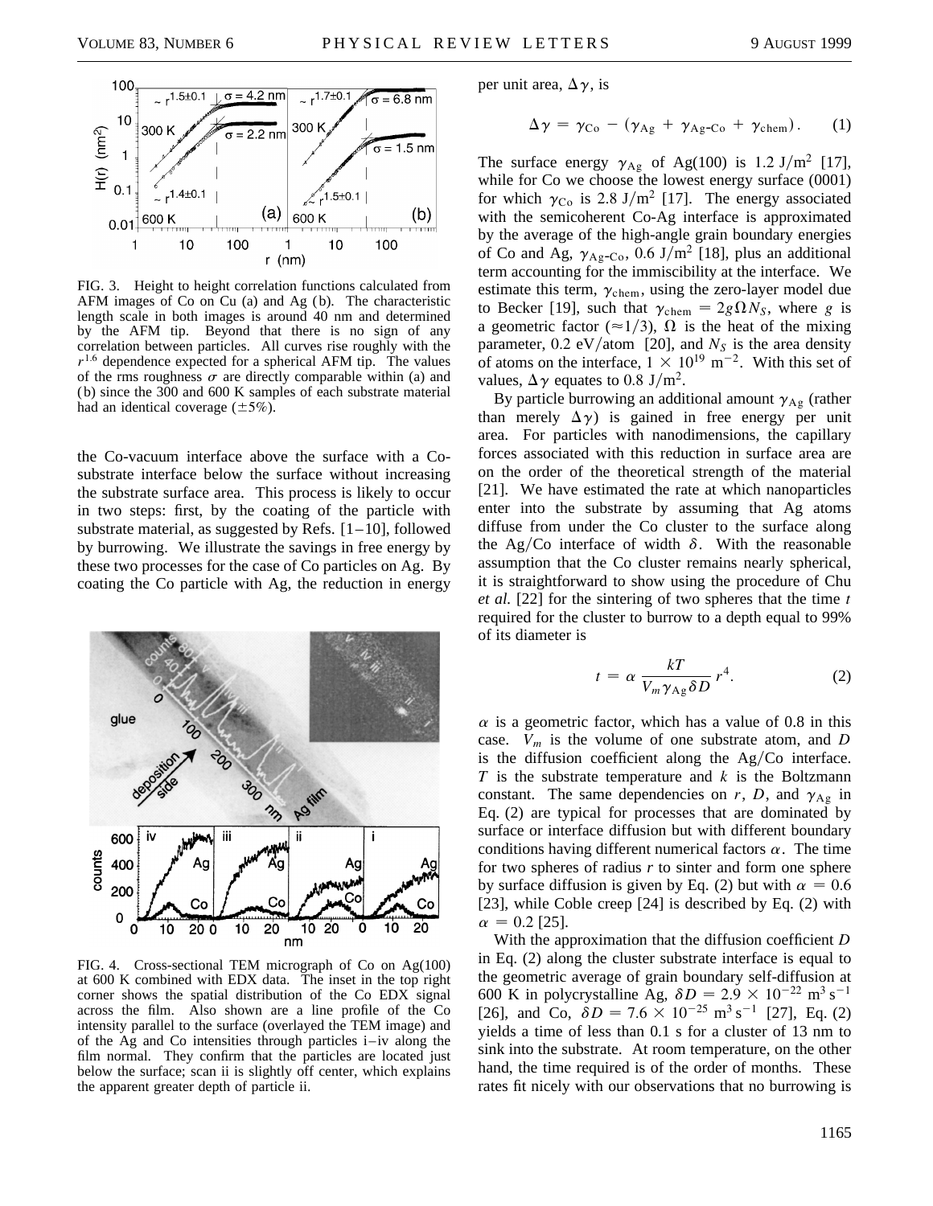FIG. 3. Height to height correlation functions calculated from AFM images of Co on Cu (a) and Ag (b). The characteristic length scale in both images is around 40 nm and determined by the AFM tip. Beyond that there is no sign of any correlation between particles. All curves rise roughly with the $r^{1.6}$ dependence expected for a spherical AFM tip. The values of the rms roughness $\sigma$ are directly comparable within (a) and (b) since the 300 and 600 K samples of each substrate material had an identical coverage ($\pm 5\%$).

the Co-vacuum interface above the surface with a Co-substrate interface below the surface without increasing the substrate surface area. This process is likely to occur in two steps: first, by the coating of the particle with substrate material, as suggested by Refs. [1–10], followed by burrowing. We illustrate the savings in free energy by these two processes for the case of Co particles on Ag. By coating the Co particle with Ag, the reduction in energy per unit area, $\Delta\gamma$, is

$$\Delta\gamma = \gamma_{\mathrm{Co}} - (\gamma_{\mathrm{Ag}} + \gamma_{\mathrm{Ag\text{-}Co}} + \gamma_{\mathrm{chem}}). \qquad (1)$$

The surface energy $\gamma_{\mathrm{Ag}}$ of Ag(100) is 1.2 J/m$^2$ [17], while for Co we choose the lowest energy surface (0001) for which $\gamma_{\mathrm{Co}}$ is 2.8 J/m$^2$ [17]. The energy associated with the semicoherent Co-Ag interface is approximated by the average of the high-angle grain boundary energies of Co and Ag, $\gamma_{\mathrm{Ag\text{-}Co}}$, 0.6 J/m$^2$ [18], plus an additional term accounting for the immiscibility at the interface. We estimate this term, $\gamma_{\mathrm{chem}}$, using the zero-layer model due to Becker [19], such that $\gamma_{\mathrm{chem}} = 2g\Omega N_S$, where $g$ is a geometric factor ($\approx 1/3$), $\Omega$ is the heat of the mixing parameter, 0.2 eV/atom [20], and $N_S$ is the area density of atoms on the interface, $1 \times 10^{19}$ m$^{-2}$. With this set of values, $\Delta\gamma$ equates to 0.8 J/m$^2$.

By particle burrowing an additional amount $\gamma_{\mathrm{Ag}}$ (rather than merely $\Delta\gamma$) is gained in free energy per unit area. For particles with nanodimensions, the capillary forces associated with this reduction in surface area are on the order of the theoretical strength of the material [21]. We have estimated the rate at which nanoparticles enter into the substrate by assuming that Ag atoms diffuse from under the Co cluster to the surface along the Ag/Co interface of width $\delta$. With the reasonable assumption that the Co cluster remains nearly spherical, it is straightforward to show using the procedure of Chu *et al.* [22] for the sintering of two spheres that the time $t$ required for the cluster to burrow to a depth equal to 99% of its diameter is

$$t = \alpha \frac{kT}{V_m \gamma_{\mathrm{Ag}} \delta D} r^4. \qquad (2)$$

$\alpha$ is a geometric factor, which has a value of 0.8 in this case. $V_m$ is the volume of one substrate atom, and $D$ is the diffusion coefficient along the Ag/Co interface. $T$ is the substrate temperature and $k$ is the Boltzmann constant. The same dependencies on $r$, $D$, and $\gamma_{\mathrm{Ag}}$ in Eq. (2) are typical for processes that are dominated by surface or interface diffusion but with different boundary conditions having different numerical factors $\alpha$. The time for two spheres of radius $r$ to sinter and form one sphere by surface diffusion is given by Eq. (2) but with $\alpha = 0.6$ [23], while Coble creep [24] is described by Eq. (2) with $\alpha = 0.2$ [25].

With the approximation that the diffusion coefficient $D$ in Eq. (2) along the cluster substrate interface is equal to the geometric average of grain boundary self-diffusion at 600 K in polycrystalline Ag, $\delta D = 2.9 \times 10^{-22}$ m$^3$ s$^{-1}$ [26], and Co, $\delta D = 7.6 \times 10^{-25}$ m$^3$ s$^{-1}$ [27], Eq. (2) yields a time of less than 0.1 s for a cluster of 13 nm to sink into the substrate. At room temperature, on the other hand, the time required is of the order of months. These rates fit nicely with our observations that no burrowing is

FIG. 4. Cross-sectional TEM micrograph of Co on Ag(100) at 600 K combined with EDX data. The inset in the top right corner shows the spatial distribution of the Co EDX signal across the film. Also shown are a line profile of the Co intensity parallel to the surface (overlayed the TEM image) and of the Ag and Co intensities through particles i–iv along the film normal. They confirm that the particles are located just below the surface; scan ii is slightly off center, which explains the apparent greater depth of particle ii.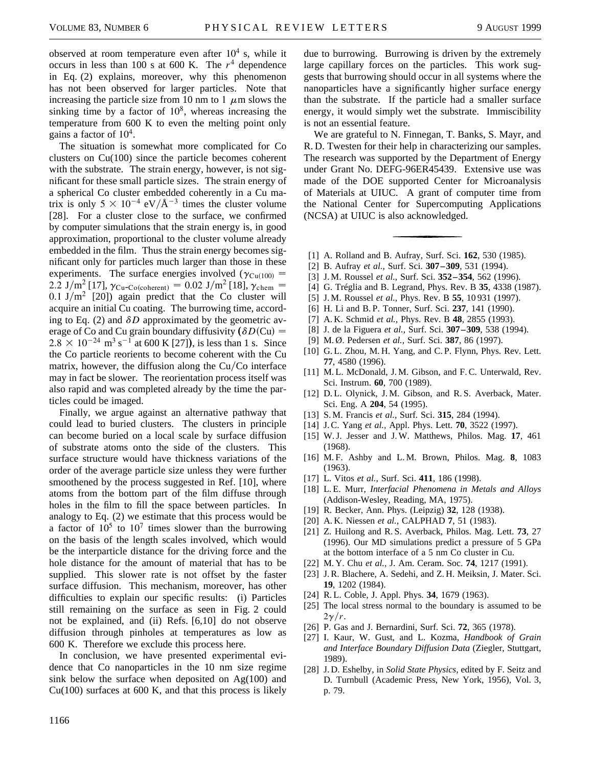observed at room temperature even after $10^4$ s, while it occurs in less than 100 s at 600 K. The $r^4$ dependence in Eq. (2) explains, moreover, why this phenomenon has not been observed for larger particles. Note that increasing the particle size from 10 nm to 1 $\mu$m slows the sinking time by a factor of $10^8$, whereas increasing the temperature from 600 K to even the melting point only gains a factor of $10^4$.

The situation is somewhat more complicated for Co clusters on Cu(100) since the particle becomes coherent with the substrate. The strain energy, however, is not significant for these small particle sizes. The strain energy of a spherical Co cluster embedded coherently in a Cu matrix is only $5 \times 10^{-4}$ eV/Å$^{-3}$ times the cluster volume [28]. For a cluster close to the surface, we confirmed by computer simulations that the strain energy is, in good approximation, proportional to the cluster volume already embedded in the film. Thus the strain energy becomes significant only for particles much larger than those in these experiments. The surface energies involved ($\gamma_{\mathrm{Cu}(100)} = 2.2$ J/m$^2$ [17], $\gamma_{\mathrm{Cu\text{-}Co(coherent)}} = 0.02$ J/m$^2$ [18], $\gamma_{\mathrm{chem}} = 0.1$ J/m$^2$ [20]) again predict that the Co cluster will acquire an initial Cu coating. The burrowing time, according to Eq. (2) and $\delta D$ approximated by the geometric average of Co and Cu grain boundary diffusivity ($\delta D(\mathrm{Cu}) = 2.8 \times 10^{-24}$ m$^3$ s$^{-1}$ at 600 K [27]), is less than 1 s. Since the Co particle reorients to become coherent with the Cu matrix, however, the diffusion along the Cu/Co interface may in fact be slower. The reorientation process itself was also rapid and was completed already by the time the particles could be imaged.

Finally, we argue against an alternative pathway that could lead to buried clusters. The clusters in principle can become buried on a local scale by surface diffusion of substrate atoms onto the side of the clusters. This surface structure would have thickness variations of the order of the average particle size unless they were further smoothened by the process suggested in Ref. [10], where atoms from the bottom part of the film diffuse through holes in the film to fill the space between particles. In analogy to Eq. (2) we estimate that this process would be a factor of $10^5$ to $10^7$ times slower than the burrowing on the basis of the length scales involved, which would be the interparticle distance for the driving force and the hole distance for the amount of material that has to be supplied. This slower rate is not offset by the faster surface diffusion. This mechanism, moreover, has other difficulties to explain our specific results: (i) Particles still remaining on the surface as seen in Fig. 2 could not be explained, and (ii) Refs. [6,10] do not observe diffusion through pinholes at temperatures as low as 600 K. Therefore we exclude this process here.

In conclusion, we have presented experimental evidence that Co nanoparticles in the 10 nm size regime sink below the surface when deposited on Ag(100) and Cu(100) surfaces at 600 K, and that this process is likely due to burrowing. Burrowing is driven by the extremely large capillary forces on the particles. This work suggests that burrowing should occur in all systems where the nanoparticles have a significantly higher surface energy than the substrate. If the particle had a smaller surface energy, it would simply wet the substrate. Immiscibility is not an essential feature.

We are grateful to N. Finnegan, T. Banks, S. Mayr, and R. D. Twesten for their help in characterizing our samples. The research was supported by the Department of Energy under Grant No. DEFG-96ER45439. Extensive use was made of the DOE supported Center for Microanalysis of Materials at UIUC. A grant of computer time from the National Center for Supercomputing Applications (NCSA) at UIUC is also acknowledged.

---

[1] A. Rolland and B. Aufray, Surf. Sci. **162**, 530 (1985).
[2] B. Aufray *et al.,* Surf. Sci. **307–309**, 531 (1994).
[3] J. M. Roussel *et al.,* Surf. Sci. **352–354**, 562 (1996).
[4] G. Tréglia and B. Legrand, Phys. Rev. B **35**, 4338 (1987).
[5] J. M. Roussel *et al.,* Phys. Rev. B **55**, 10 931 (1997).
[6] H. Li and B. P. Tonner, Surf. Sci. **237**, 141 (1990).
[7] A. K. Schmid *et al.,* Phys. Rev. B **48**, 2855 (1993).
[8] J. de la Figuera *et al.,* Surf. Sci. **307–309**, 538 (1994).
[9] M. Ø. Pedersen *et al.,* Surf. Sci. **387**, 86 (1997).
[10] G. L. Zhou, M. H. Yang, and C. P. Flynn, Phys. Rev. Lett. **77**, 4580 (1996).
[11] M. L. McDonald, J. M. Gibson, and F. C. Unterwald, Rev. Sci. Instrum. **60**, 700 (1989).
[12] D. L. Olynick, J. M. Gibson, and R. S. Averback, Mater. Sci. Eng. A **204**, 54 (1995).
[13] S. M. Francis *et al.,* Surf. Sci. **315**, 284 (1994).
[14] J. C. Yang *et al.,* Appl. Phys. Lett. **70**, 3522 (1997).
[15] W. J. Jesser and J. W. Matthews, Philos. Mag. **17**, 461 (1968).
[16] M. F. Ashby and L. M. Brown, Philos. Mag. **8**, 1083 (1963).
[17] L. Vitos *et al.,* Surf. Sci. **411**, 186 (1998).
[18] L. E. Murr, *Interfacial Phenomena in Metals and Alloys* (Addison-Wesley, Reading, MA, 1975).
[19] R. Becker, Ann. Phys. (Leipzig) **32**, 128 (1938).
[20] A. K. Niessen *et al.,* CALPHAD **7**, 51 (1983).
[21] Z. Huilong and R. S. Averback, Philos. Mag. Lett. **73**, 27 (1996). Our MD simulations predict a pressure of 5 GPa at the bottom interface of a 5 nm Co cluster in Cu.
[22] M. Y. Chu *et al.,* J. Am. Ceram. Soc. **74**, 1217 (1991).
[23] J. R. Blachere, A. Sedehi, and Z. H. Meiksin, J. Mater. Sci. **19**, 1202 (1984).
[24] R. L. Coble, J. Appl. Phys. **34**, 1679 (1963).
[25] The local stress normal to the boundary is assumed to be $2\gamma/r$.
[26] P. Gas and J. Bernardini, Surf. Sci. **72**, 365 (1978).
[27] I. Kaur, W. Gust, and L. Kozma, *Handbook of Grain and Interface Boundary Diffusion Data* (Ziegler, Stuttgart, 1989).
[28] J. D. Eshelby, in *Solid State Physics,* edited by F. Seitz and D. Turnbull (Academic Press, New York, 1956), Vol. 3, p. 79.